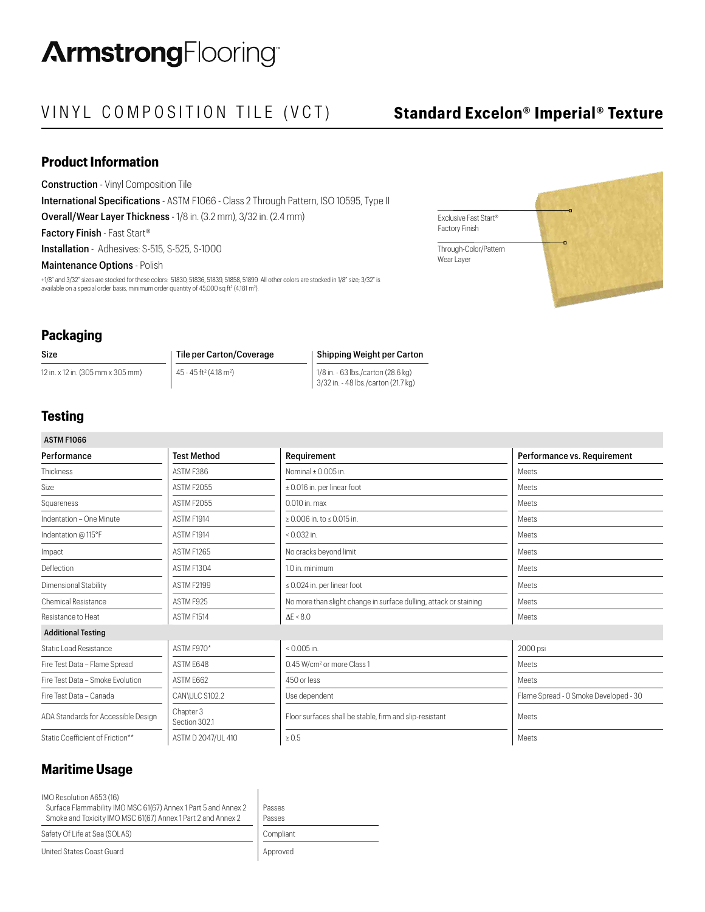# ArmstrongFlooring™

## VINYL COMPOSITION TILE (VCT) — Standard Excelon® Imperial® Texture

## Product Information

**Construction** - Vinyl Composition Tile

**International Specifications** - ASTM F1066 - Class 2 Through Pattern, ISO 10595, Type II

**Overall/Wear Layer Thickness** - 1/8 in. (3.2 mm), 3/32 in. (2.4 mm)

**Factory Finish** - Fast Start®

**Installation** - Adhesives: S-515, S-525, S-1000

**Maintenance Options** - Polish

+1/8" and 3/32" sizes are stocked for these colors: 51830, 51836, 51839, 51858, 51899. All other colors are stocked in 1/8" size; 3/32" is available on a special order basis, minimum order quantity of 45,000 sq ft² (4,181 m²).

Exclusive Fast Start® Factory Finish

Through-Color/Pattern Wear Layer

## Packaging

| Size | Tile per Carton/Coverage | Shipping Weight per Carton |
|---|---|---|
| 12 in. x 12 in. (305 mm x 305 mm) | 45 - 45 ft² (4.18 m²) | 1/8 in. - 63 lbs./carton (28.6 kg)<br>3/32 in. - 48 lbs./carton (21.7 kg) |

## Testing

| Performance | Test Method | Requirement | Performance vs. Requirement |
|---|---|---|---|
| **ASTM F1066** | | | |
| Thickness | ASTM F386 | Nominal ± 0.005 in. | Meets |
| Size | ASTM F2055 | ± 0.016 in. per linear foot | Meets |
| Squareness | ASTM F2055 | 0.010 in. max | Meets |
| Indentation – One Minute | ASTM F1914 | ≥ 0.006 in. to ≤ 0.015 in. | Meets |
| Indentation @ 115°F | ASTM F1914 | < 0.032 in. | Meets |
| Impact | ASTM F1265 | No cracks beyond limit | Meets |
| Deflection | ASTM F1304 | 1.0 in. minimum | Meets |
| Dimensional Stability | ASTM F2199 | ≤ 0.024 in. per linear foot | Meets |
| Chemical Resistance | ASTM F925 | No more than slight change in surface dulling, attack or staining | Meets |
| Resistance to Heat | ASTM F1514 | $\Delta E < 8.0$ | Meets |
| **Additional Testing** | | | |
| Static Load Resistance | ASTM F970* | < 0.005 in. | 2000 psi |
| Fire Test Data – Flame Spread | ASTM E648 | 0.45 W/cm² or more Class 1 | Meets |
| Fire Test Data – Smoke Evolution | ASTM E662 | 450 or less | Meets |
| Fire Test Data – Canada | CAN\ULC S102.2 | Use dependent | Flame Spread - 0 Smoke Developed - 30 |
| ADA Standards for Accessible Design | Chapter 3 Section 302.1 | Floor surfaces shall be stable, firm and slip-resistant | Meets |
| Static Coefficient of Friction** | ASTM D 2047/UL 410 | ≥ 0.5 | Meets |

## Maritime Usage

| | |
|---|---|
| IMO Resolution A653 (16)<br>Surface Flammability IMO MSC 61(67) Annex 1 Part 5 and Annex 2<br>Smoke and Toxicity IMO MSC 61(67) Annex 1 Part 2 and Annex 2 | Passes<br>Passes |
| Safety Of Life at Sea (SOLAS) | Compliant |
| United States Coast Guard | Approved |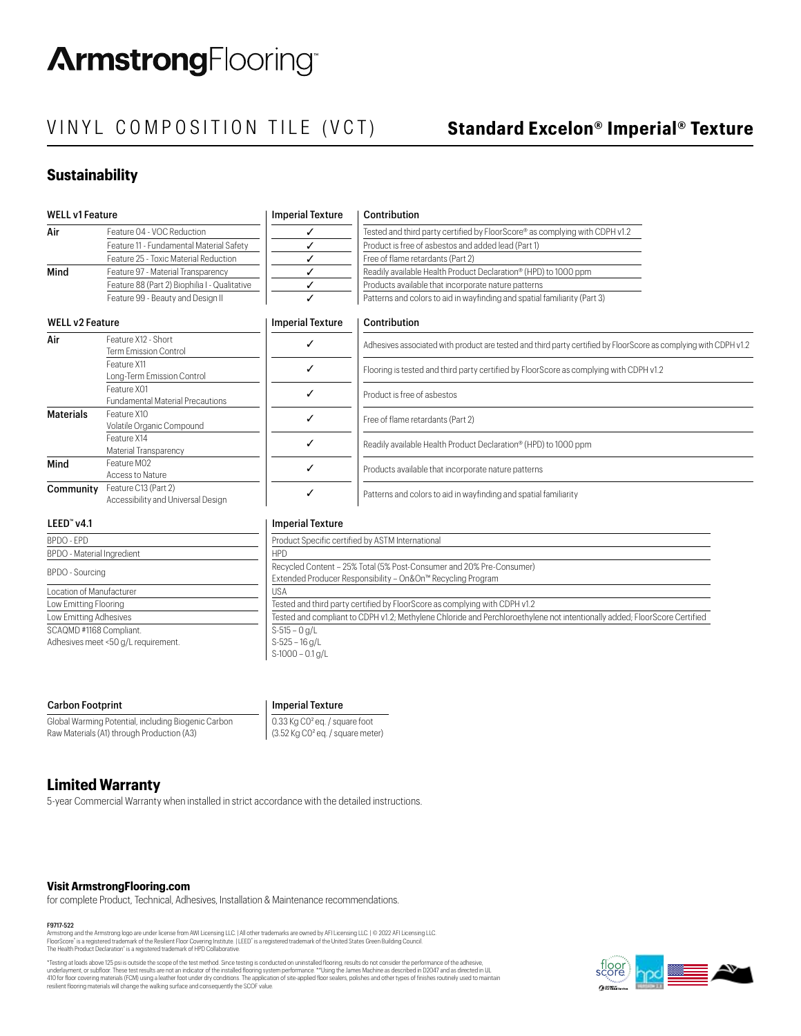# Armstrong Flooring™

## VINYL COMPOSITION TILE (VCT) **Standard Excelon® Imperial® Texture**

## Sustainability

| WELL v1 Feature | | Imperial Texture | Contribution |
|---|---|---|---|
| Air | Feature 04 - VOC Reduction | ✓ | Tested and third party certified by FloorScore® as complying with CDPH v1.2 |
| | Feature 11 - Fundamental Material Safety | ✓ | Product is free of asbestos and added lead (Part 1) |
| | Feature 25 - Toxic Material Reduction | ✓ | Free of flame retardants (Part 2) |
| Mind | Feature 97 - Material Transparency | ✓ | Readily available Health Product Declaration® (HPD) to 1000 ppm |
| | Feature 88 (Part 2) Biophilia I - Qualitative | ✓ | Products available that incorporate nature patterns |
| | Feature 99 - Beauty and Design II | ✓ | Patterns and colors to aid in wayfinding and spatial familiarity (Part 3) |

| WELL v2 Feature | | Imperial Texture | Contribution |
|---|---|---|---|
| Air | Feature X12 - Short Term Emission Control | ✓ | Adhesives associated with product are tested and third party certified by FloorScore as complying with CDPH v1.2 |
| | Feature X11 Long-Term Emission Control | ✓ | Flooring is tested and third party certified by FloorScore as complying with CDPH v1.2 |
| | Feature X01 Fundamental Material Precautions | ✓ | Product is free of asbestos |
| Materials | Feature X10 Volatile Organic Compound | ✓ | Free of flame retardants (Part 2) |
| | Feature X14 Material Transparency | ✓ | Readily available Health Product Declaration® (HPD) to 1000 ppm |
| Mind | Feature M02 Access to Nature | ✓ | Products available that incorporate nature patterns |
| Community | Feature C13 (Part 2) Accessibility and Universal Design | ✓ | Patterns and colors to aid in wayfinding and spatial familiarity |

| LEED™ v4.1 | Imperial Texture |
|---|---|
| BPDO - EPD | Product Specific certified by ASTM International |
| BPDO - Material Ingredient | HPD |
| BPDO - Sourcing | Recycled Content – 25% Total (5% Post-Consumer and 20% Pre-Consumer)<br>Extended Producer Responsibility – On&On™ Recycling Program |
| Location of Manufacturer | USA |
| Low Emitting Flooring | Tested and third party certified by FloorScore as complying with CDPH v1.2 |
| Low Emitting Adhesives | Tested and compliant to CDPH v1.2; Methylene Chloride and Perchloroethylene not intentionally added; FloorScore Certified |
| SCAQMD #1168 Compliant.<br>Adhesives meet <50 g/L requirement. | S-515 – 0 g/L<br>S-525 – 16 g/L<br>S-1000 – 0.1 g/L |

| Carbon Footprint | Imperial Texture |
|---|---|
| Global Warming Potential, including Biogenic Carbon Raw Materials (A1) through Production (A3) | 0.33 Kg $CO^2$ eq. / square foot<br>(3.52 Kg $CO^2$ eq. / square meter) |

## Limited Warranty

5-year Commercial Warranty when installed in strict accordance with the detailed instructions.

**Visit ArmstrongFlooring.com**

for complete Product, Technical, Adhesives, Installation & Maintenance recommendations.

F9717-522

Armstrong and the Armstrong logo are under license from AWI Licensing LLC. | All other trademarks are owned by AFI Licensing LLC. | © 2022 AFI Licensing LLC.
FloorScore® is a registered trademark of the Resilient Floor Covering Institute. | LEED® is a registered trademark of the United States Green Building Council.
The Health Product Declaration® is a registered trademark of HPD Collaborative.

*Testing at loads above 125 psi is outside the scope of the test method. Since testing is conducted on uninstalled flooring, results do not consider the performance of the adhesive, underlayment, or subfloor. These test results are not an indicator of the installed flooring system performance. **Using the James Machine as described in D2047 and as directed in UL 410 for floor covering materials (FCM) using a leather foot under dry conditions. The application of site-applied floor sealers, polishes and other types of finishes routinely used to maintain resilient flooring materials will change the walking surface and consequently the SCOF value.